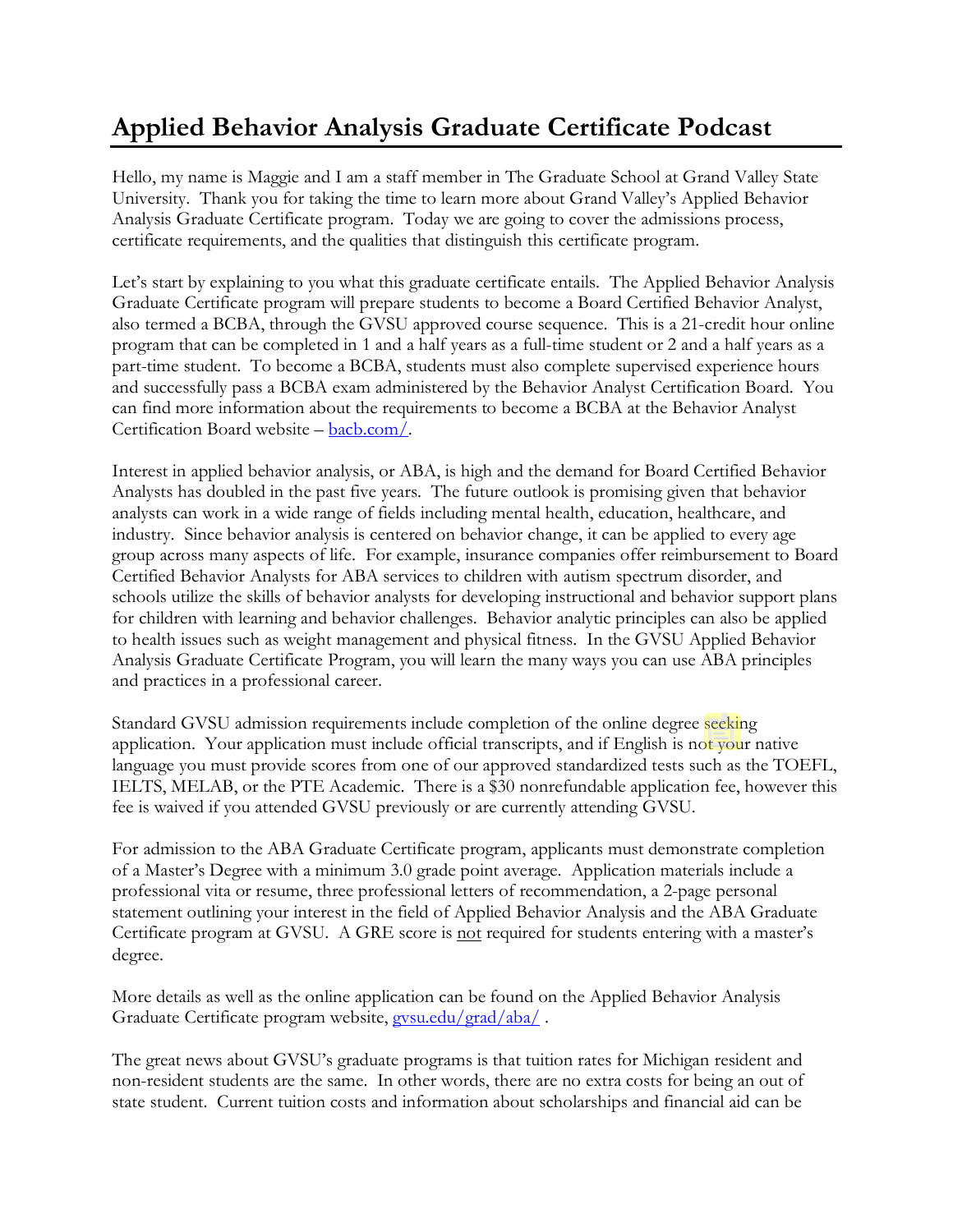# Applied Behavior Analysis Graduate Certificate Podcast

Hello, my name is Maggie and I am a staff member in The Graduate School at Grand Valley State University. Thank you for taking the time to learn more about Grand Valley's Applied Behavior Analysis Graduate Certificate program. Today we are going to cover the admissions process, certificate requirements, and the qualities that distinguish this certificate program.

Let's start by explaining to you what this graduate certificate entails. The Applied Behavior Analysis Graduate Certificate program will prepare students to become a Board Certified Behavior Analyst, also termed a BCBA, through the GVSU approved course sequence. This is a 21-credit hour online program that can be completed in 1 and a half years as a full-time student or 2 and a half years as a part-time student. To become a BCBA, students must also complete supervised experience hours and successfully pass a BCBA exam administered by the Behavior Analyst Certification Board. You can find more information about the requirements to become a BCBA at the Behavior Analyst Certification Board website – [bacb.com/](bacb.com/).

Interest in applied behavior analysis, or ABA, is high and the demand for Board Certified Behavior Analysts has doubled in the past five years. The future outlook is promising given that behavior analysts can work in a wide range of fields including mental health, education, healthcare, and industry. Since behavior analysis is centered on behavior change, it can be applied to every age group across many aspects of life. For example, insurance companies offer reimbursement to Board Certified Behavior Analysts for ABA services to children with autism spectrum disorder, and schools utilize the skills of behavior analysts for developing instructional and behavior support plans for children with learning and behavior challenges. Behavior analytic principles can also be applied to health issues such as weight management and physical fitness. In the GVSU Applied Behavior Analysis Graduate Certificate Program, you will learn the many ways you can use ABA principles and practices in a professional career.

Standard GVSU admission requirements include completion of the online degree seeking application. Your application must include official transcripts, and if English is not your native language you must provide scores from one of our approved standardized tests such as the TOEFL, IELTS, MELAB, or the PTE Academic. There is a $30 nonrefundable application fee, however this fee is waived if you attended GVSU previously or are currently attending GVSU.

For admission to the ABA Graduate Certificate program, applicants must demonstrate completion of a Master's Degree with a minimum 3.0 grade point average. Application materials include a professional vita or resume, three professional letters of recommendation, a 2-page personal statement outlining your interest in the field of Applied Behavior Analysis and the ABA Graduate Certificate program at GVSU. A GRE score is <u>not</u> required for students entering with a master's degree.

More details as well as the online application can be found on the Applied Behavior Analysis Graduate Certificate program website, [gvsu.edu/grad/aba/](gvsu.edu/grad/aba/) .

The great news about GVSU's graduate programs is that tuition rates for Michigan resident and non-resident students are the same. In other words, there are no extra costs for being an out of state student. Current tuition costs and information about scholarships and financial aid can be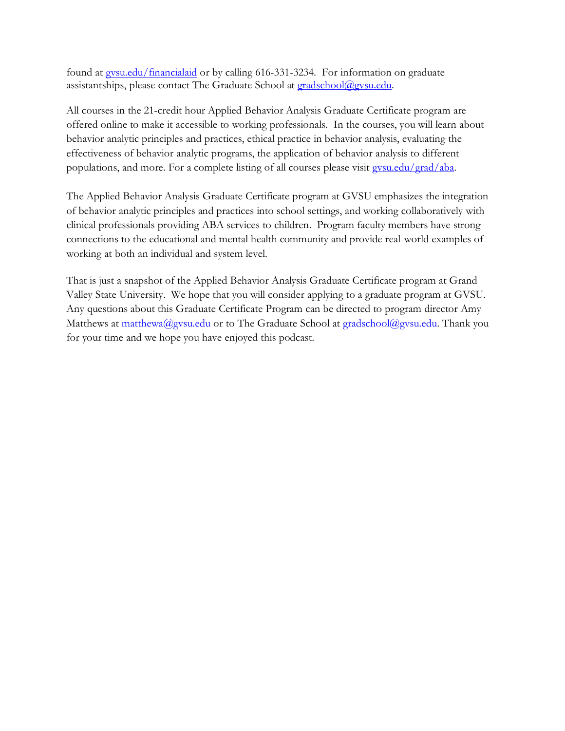found at gvsu.edu/financialaid or by calling 616-331-3234. For information on graduate assistantships, please contact The Graduate School at gradschool@gvsu.edu.

All courses in the 21-credit hour Applied Behavior Analysis Graduate Certificate program are offered online to make it accessible to working professionals. In the courses, you will learn about behavior analytic principles and practices, ethical practice in behavior analysis, evaluating the effectiveness of behavior analytic programs, the application of behavior analysis to different populations, and more. For a complete listing of all courses please visit gvsu.edu/grad/aba.

The Applied Behavior Analysis Graduate Certificate program at GVSU emphasizes the integration of behavior analytic principles and practices into school settings, and working collaboratively with clinical professionals providing ABA services to children. Program faculty members have strong connections to the educational and mental health community and provide real-world examples of working at both an individual and system level.

That is just a snapshot of the Applied Behavior Analysis Graduate Certificate program at Grand Valley State University. We hope that you will consider applying to a graduate program at GVSU. Any questions about this Graduate Certificate Program can be directed to program director Amy Matthews at matthewa@gvsu.edu or to The Graduate School at gradschool@gvsu.edu. Thank you for your time and we hope you have enjoyed this podcast.